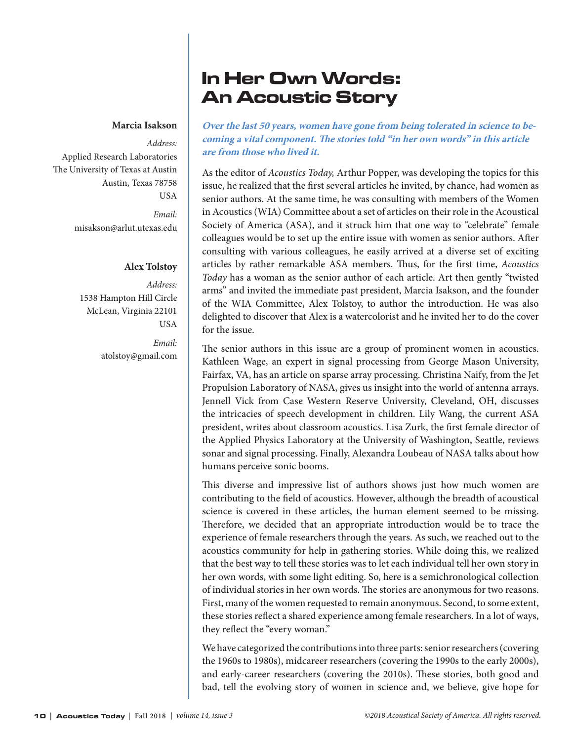# In Her Own Words: An Acoustic Story

**Marcia Isakson**

*Address:*
Applied Research Laboratories
The University of Texas at Austin
Austin, Texas 78758
USA

*Email:*
misakson@arlut.utexas.edu

**Alex Tolstoy**

*Address:*
1538 Hampton Hill Circle
McLean, Virginia 22101
USA

*Email:*
atolstoy@gmail.com

***Over the last 50 years, women have gone from being tolerated in science to becoming a vital component. The stories told "in her own words" in this article are from those who lived it.***

As the editor of *Acoustics Today,* Arthur Popper, was developing the topics for this issue, he realized that the first several articles he invited, by chance, had women as senior authors. At the same time, he was consulting with members of the Women in Acoustics (WIA) Committee about a set of articles on their role in the Acoustical Society of America (ASA), and it struck him that one way to "celebrate" female colleagues would be to set up the entire issue with women as senior authors. After consulting with various colleagues, he easily arrived at a diverse set of exciting articles by rather remarkable ASA members. Thus, for the first time, *Acoustics Today* has a woman as the senior author of each article. Art then gently "twisted arms" and invited the immediate past president, Marcia Isakson, and the founder of the WIA Committee, Alex Tolstoy, to author the introduction. He was also delighted to discover that Alex is a watercolorist and he invited her to do the cover for the issue.

The senior authors in this issue are a group of prominent women in acoustics. Kathleen Wage, an expert in signal processing from George Mason University, Fairfax, VA, has an article on sparse array processing. Christina Naify, from the Jet Propulsion Laboratory of NASA, gives us insight into the world of antenna arrays. Jennell Vick from Case Western Reserve University, Cleveland, OH, discusses the intricacies of speech development in children. Lily Wang, the current ASA president, writes about classroom acoustics. Lisa Zurk, the first female director of the Applied Physics Laboratory at the University of Washington, Seattle, reviews sonar and signal processing. Finally, Alexandra Loubeau of NASA talks about how humans perceive sonic booms.

This diverse and impressive list of authors shows just how much women are contributing to the field of acoustics. However, although the breadth of acoustical science is covered in these articles, the human element seemed to be missing. Therefore, we decided that an appropriate introduction would be to trace the experience of female researchers through the years. As such, we reached out to the acoustics community for help in gathering stories. While doing this, we realized that the best way to tell these stories was to let each individual tell her own story in her own words, with some light editing. So, here is a semichronological collection of individual stories in her own words. The stories are anonymous for two reasons. First, many of the women requested to remain anonymous. Second, to some extent, these stories reflect a shared experience among female researchers. In a lot of ways, they reflect the "every woman."

We have categorized the contributions into three parts: senior researchers (covering the 1960s to 1980s), midcareer researchers (covering the 1990s to the early 2000s), and early-career researchers (covering the 2010s). These stories, both good and bad, tell the evolving story of women in science and, we believe, give hope for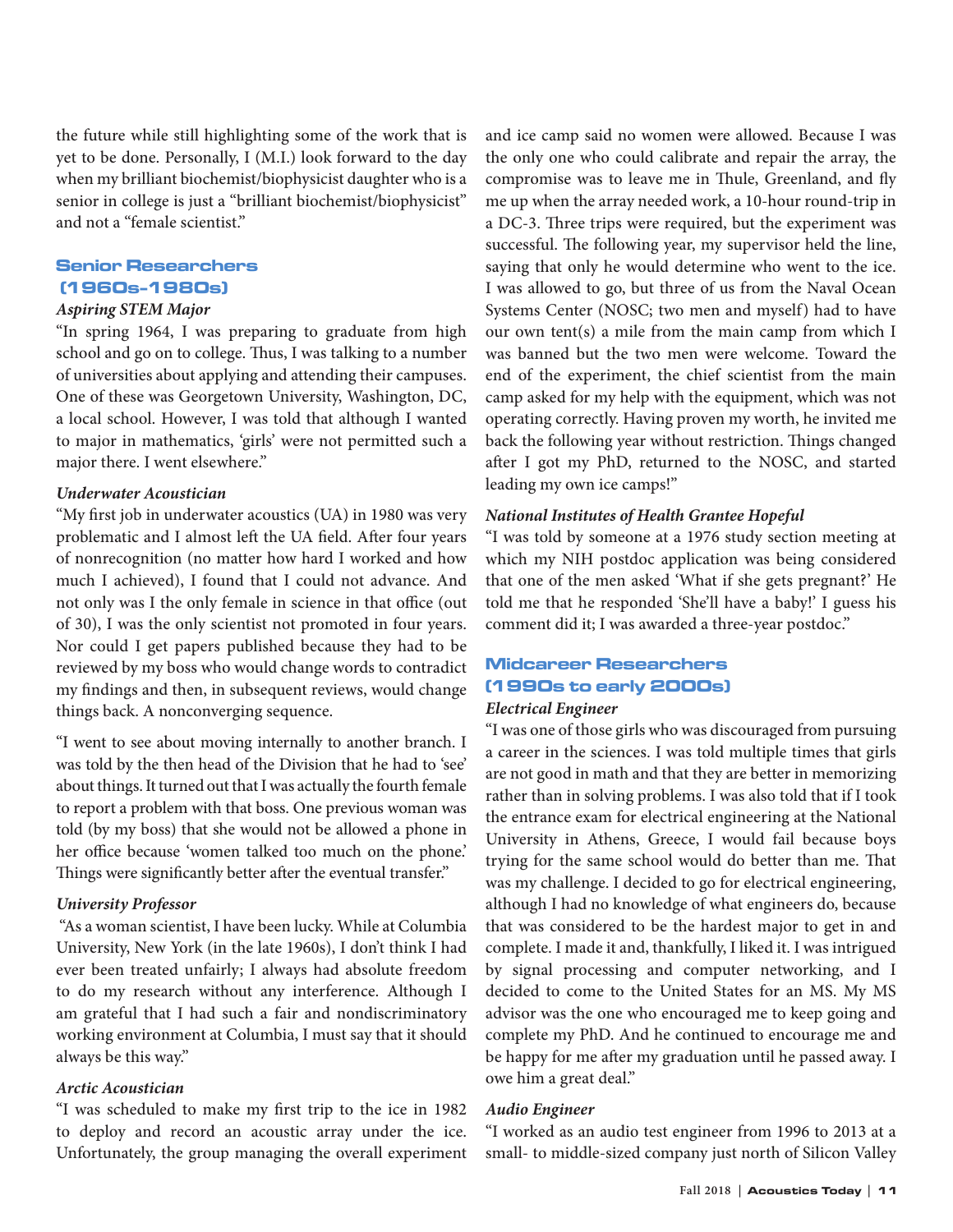the future while still highlighting some of the work that is yet to be done. Personally, I (M.I.) look forward to the day when my brilliant biochemist/biophysicist daughter who is a senior in college is just a "brilliant biochemist/biophysicist" and not a "female scientist."

## Senior Researchers (1960s-1980s)

### *Aspiring STEM Major*

"In spring 1964, I was preparing to graduate from high school and go on to college. Thus, I was talking to a number of universities about applying and attending their campuses. One of these was Georgetown University, Washington, DC, a local school. However, I was told that although I wanted to major in mathematics, 'girls' were not permitted such a major there. I went elsewhere."

### *Underwater Acoustician*

"My first job in underwater acoustics (UA) in 1980 was very problematic and I almost left the UA field. After four years of nonrecognition (no matter how hard I worked and how much I achieved), I found that I could not advance. And not only was I the only female in science in that office (out of 30), I was the only scientist not promoted in four years. Nor could I get papers published because they had to be reviewed by my boss who would change words to contradict my findings and then, in subsequent reviews, would change things back. A nonconverging sequence.

"I went to see about moving internally to another branch. I was told by the then head of the Division that he had to 'see' about things. It turned out that I was actually the fourth female to report a problem with that boss. One previous woman was told (by my boss) that she would not be allowed a phone in her office because 'women talked too much on the phone.' Things were significantly better after the eventual transfer."

### *University Professor*

"As a woman scientist, I have been lucky. While at Columbia University, New York (in the late 1960s), I don't think I had ever been treated unfairly; I always had absolute freedom to do my research without any interference. Although I am grateful that I had such a fair and nondiscriminatory working environment at Columbia, I must say that it should always be this way."

### *Arctic Acoustician*

"I was scheduled to make my first trip to the ice in 1982 to deploy and record an acoustic array under the ice. Unfortunately, the group managing the overall experiment and ice camp said no women were allowed. Because I was the only one who could calibrate and repair the array, the compromise was to leave me in Thule, Greenland, and fly me up when the array needed work, a 10-hour round-trip in a DC-3. Three trips were required, but the experiment was successful. The following year, my supervisor held the line, saying that only he would determine who went to the ice. I was allowed to go, but three of us from the Naval Ocean Systems Center (NOSC; two men and myself) had to have our own tent(s) a mile from the main camp from which I was banned but the two men were welcome. Toward the end of the experiment, the chief scientist from the main camp asked for my help with the equipment, which was not operating correctly. Having proven my worth, he invited me back the following year without restriction. Things changed after I got my PhD, returned to the NOSC, and started leading my own ice camps!"

### *National Institutes of Health Grantee Hopeful*

"I was told by someone at a 1976 study section meeting at which my NIH postdoc application was being considered that one of the men asked 'What if she gets pregnant?' He told me that he responded 'She'll have a baby!' I guess his comment did it; I was awarded a three-year postdoc."

## Midcareer Researchers (1990s to early 2000s)

### *Electrical Engineer*

"I was one of those girls who was discouraged from pursuing a career in the sciences. I was told multiple times that girls are not good in math and that they are better in memorizing rather than in solving problems. I was also told that if I took the entrance exam for electrical engineering at the National University in Athens, Greece, I would fail because boys trying for the same school would do better than me. That was my challenge. I decided to go for electrical engineering, although I had no knowledge of what engineers do, because that was considered to be the hardest major to get in and complete. I made it and, thankfully, I liked it. I was intrigued by signal processing and computer networking, and I decided to come to the United States for an MS. My MS advisor was the one who encouraged me to keep going and complete my PhD. And he continued to encourage me and be happy for me after my graduation until he passed away. I owe him a great deal."

### *Audio Engineer*

"I worked as an audio test engineer from 1996 to 2013 at a small- to middle-sized company just north of Silicon Valley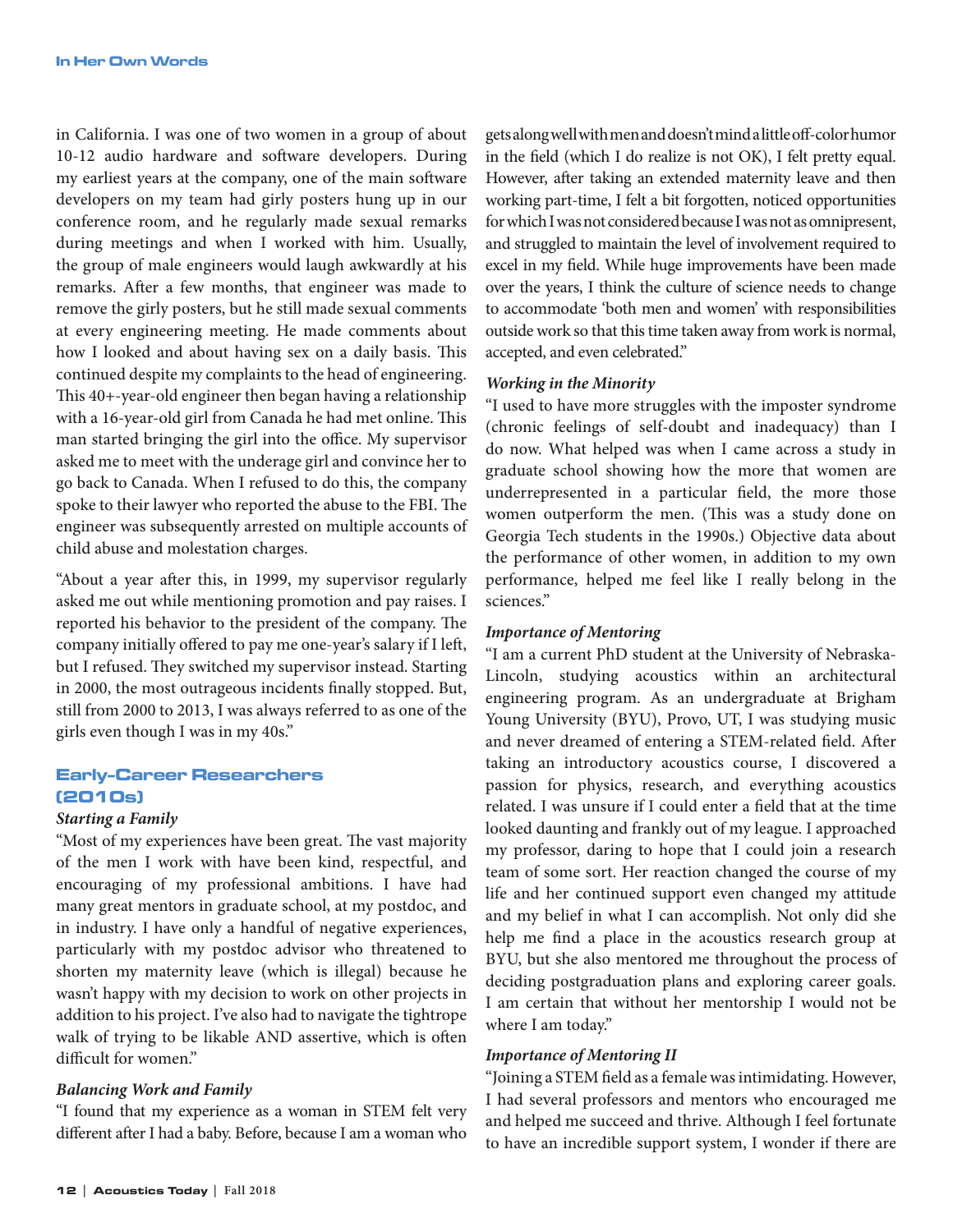in California. I was one of two women in a group of about 10-12 audio hardware and software developers. During my earliest years at the company, one of the main software developers on my team had girly posters hung up in our conference room, and he regularly made sexual remarks during meetings and when I worked with him. Usually, the group of male engineers would laugh awkwardly at his remarks. After a few months, that engineer was made to remove the girly posters, but he still made sexual comments at every engineering meeting. He made comments about how I looked and about having sex on a daily basis. This continued despite my complaints to the head of engineering. This 40+-year-old engineer then began having a relationship with a 16-year-old girl from Canada he had met online. This man started bringing the girl into the office. My supervisor asked me to meet with the underage girl and convince her to go back to Canada. When I refused to do this, the company spoke to their lawyer who reported the abuse to the FBI. The engineer was subsequently arrested on multiple accounts of child abuse and molestation charges.

"About a year after this, in 1999, my supervisor regularly asked me out while mentioning promotion and pay raises. I reported his behavior to the president of the company. The company initially offered to pay me one-year's salary if I left, but I refused. They switched my supervisor instead. Starting in 2000, the most outrageous incidents finally stopped. But, still from 2000 to 2013, I was always referred to as one of the girls even though I was in my 40s."

## Early-Career Researchers (2010s)

***Starting a Family***

"Most of my experiences have been great. The vast majority of the men I work with have been kind, respectful, and encouraging of my professional ambitions. I have had many great mentors in graduate school, at my postdoc, and in industry. I have only a handful of negative experiences, particularly with my postdoc advisor who threatened to shorten my maternity leave (which is illegal) because he wasn't happy with my decision to work on other projects in addition to his project. I've also had to navigate the tightrope walk of trying to be likable AND assertive, which is often difficult for women."

***Balancing Work and Family***

"I found that my experience as a woman in STEM felt very different after I had a baby. Before, because I am a woman who gets along well with men and doesn't mind a little off-color humor in the field (which I do realize is not OK), I felt pretty equal. However, after taking an extended maternity leave and then working part-time, I felt a bit forgotten, noticed opportunities for which I was not considered because I was not as omnipresent, and struggled to maintain the level of involvement required to excel in my field. While huge improvements have been made over the years, I think the culture of science needs to change to accommodate 'both men and women' with responsibilities outside work so that this time taken away from work is normal, accepted, and even celebrated."

***Working in the Minority***

"I used to have more struggles with the imposter syndrome (chronic feelings of self-doubt and inadequacy) than I do now. What helped was when I came across a study in graduate school showing how the more that women are underrepresented in a particular field, the more those women outperform the men. (This was a study done on Georgia Tech students in the 1990s.) Objective data about the performance of other women, in addition to my own performance, helped me feel like I really belong in the sciences."

***Importance of Mentoring***

"I am a current PhD student at the University of Nebraska-Lincoln, studying acoustics within an architectural engineering program. As an undergraduate at Brigham Young University (BYU), Provo, UT, I was studying music and never dreamed of entering a STEM-related field. After taking an introductory acoustics course, I discovered a passion for physics, research, and everything acoustics related. I was unsure if I could enter a field that at the time looked daunting and frankly out of my league. I approached my professor, daring to hope that I could join a research team of some sort. Her reaction changed the course of my life and her continued support even changed my attitude and my belief in what I can accomplish. Not only did she help me find a place in the acoustics research group at BYU, but she also mentored me throughout the process of deciding postgraduation plans and exploring career goals. I am certain that without her mentorship I would not be where I am today."

***Importance of Mentoring II***

"Joining a STEM field as a female was intimidating. However, I had several professors and mentors who encouraged me and helped me succeed and thrive. Although I feel fortunate to have an incredible support system, I wonder if there are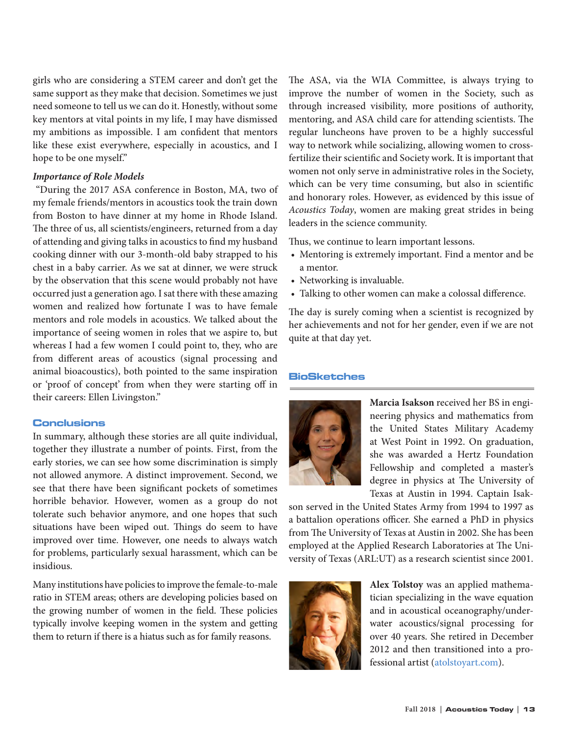girls who are considering a STEM career and don't get the same support as they make that decision. Sometimes we just need someone to tell us we can do it. Honestly, without some key mentors at vital points in my life, I may have dismissed my ambitions as impossible. I am confident that mentors like these exist everywhere, especially in acoustics, and I hope to be one myself."

***Importance of Role Models***

"During the 2017 ASA conference in Boston, MA, two of my female friends/mentors in acoustics took the train down from Boston to have dinner at my home in Rhode Island. The three of us, all scientists/engineers, returned from a day of attending and giving talks in acoustics to find my husband cooking dinner with our 3-month-old baby strapped to his chest in a baby carrier. As we sat at dinner, we were struck by the observation that this scene would probably not have occurred just a generation ago. I sat there with these amazing women and realized how fortunate I was to have female mentors and role models in acoustics. We talked about the importance of seeing women in roles that we aspire to, but whereas I had a few women I could point to, they, who are from different areas of acoustics (signal processing and animal bioacoustics), both pointed to the same inspiration or 'proof of concept' from when they were starting off in their careers: Ellen Livingston."

## Conclusions

In summary, although these stories are all quite individual, together they illustrate a number of points. First, from the early stories, we can see how some discrimination is simply not allowed anymore. A distinct improvement. Second, we see that there have been significant pockets of sometimes horrible behavior. However, women as a group do not tolerate such behavior anymore, and one hopes that such situations have been wiped out. Things do seem to have improved over time. However, one needs to always watch for problems, particularly sexual harassment, which can be insidious.

Many institutions have policies to improve the female-to-male ratio in STEM areas; others are developing policies based on the growing number of women in the field. These policies typically involve keeping women in the system and getting them to return if there is a hiatus such as for family reasons.

The ASA, via the WIA Committee, is always trying to improve the number of women in the Society, such as through increased visibility, more positions of authority, mentoring, and ASA child care for attending scientists. The regular luncheons have proven to be a highly successful way to network while socializing, allowing women to cross-fertilize their scientific and Society work. It is important that women not only serve in administrative roles in the Society, which can be very time consuming, but also in scientific and honorary roles. However, as evidenced by this issue of *Acoustics Today*, women are making great strides in being leaders in the science community.

Thus, we continue to learn important lessons.

- Mentoring is extremely important. Find a mentor and be a mentor.
- Networking is invaluable.
- Talking to other women can make a colossal difference.

The day is surely coming when a scientist is recognized by her achievements and not for her gender, even if we are not quite at that day yet.

## BioSketches

**Marcia Isakson** received her BS in engineering physics and mathematics from the United States Military Academy at West Point in 1992. On graduation, she was awarded a Hertz Foundation Fellowship and completed a master's degree in physics at The University of Texas at Austin in 1994. Captain Isakson served in the United States Army from 1994 to 1997 as a battalion operations officer. She earned a PhD in physics from The University of Texas at Austin in 2002. She has been employed at the Applied Research Laboratories at The University of Texas (ARL:UT) as a research scientist since 2001.

**Alex Tolstoy** was an applied mathematician specializing in the wave equation and in acoustical oceanography/underwater acoustics/signal processing for over 40 years. She retired in December 2012 and then transitioned into a professional artist (atolstoyart.com).